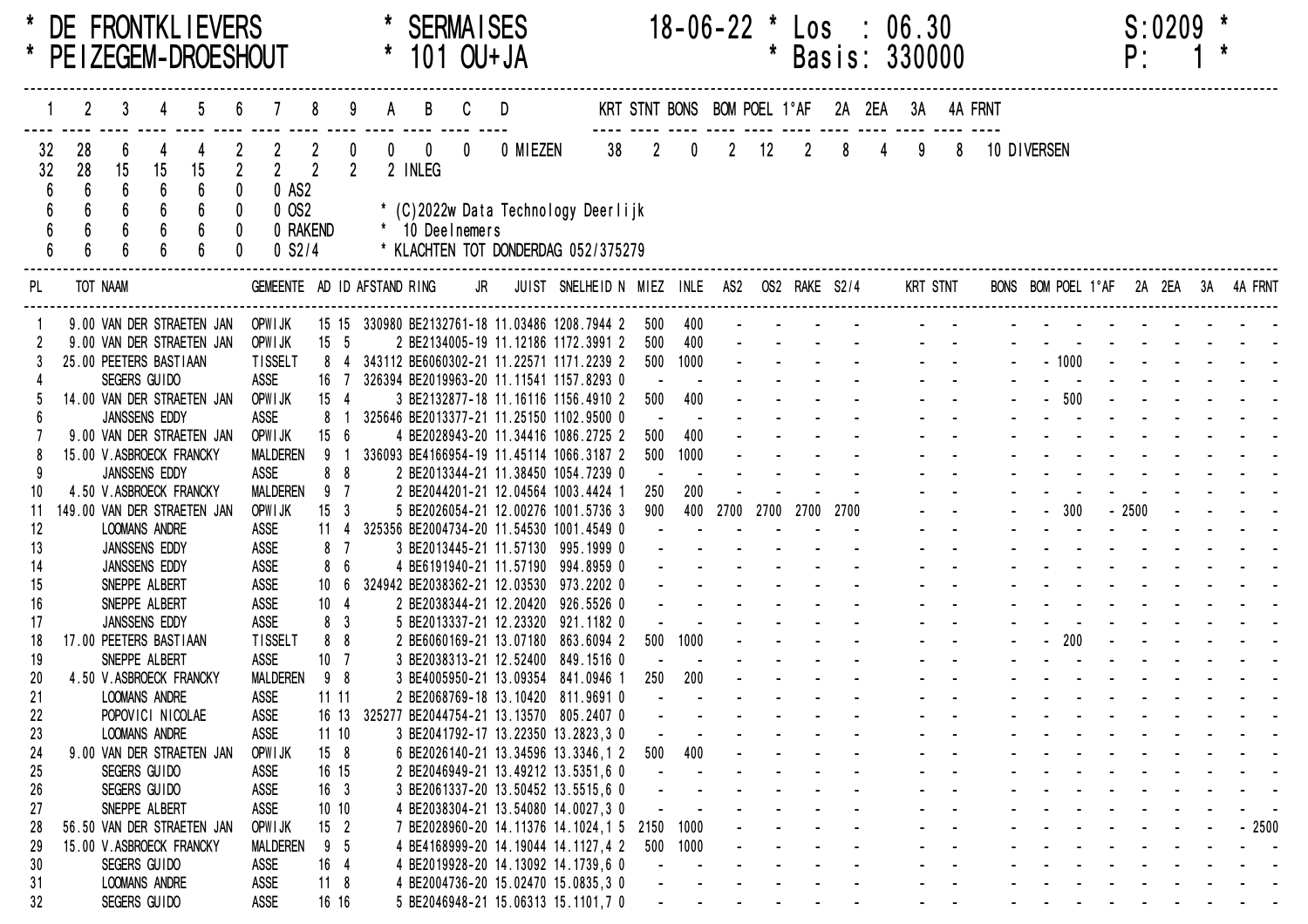\* DE FRONTKLIEVERS \* SERMAISES 18-06-22 \* Los : 06.30 S:0209 \*
\* PEIZEGEM-DROESHOUT \* 101 OU+JA \* Basis: 330000 P: 1 \*

| 1 | 2 | 3 | 4 | 5 | 6 | 7 | 8 | 9 | A | B | C | D | |
|---|---|---|---|---|---|---|---|---|---|---|---|---|---|
| 32 | 28 | 6 | 4 | 4 | 2 | 2 | 2 | 0 | 0 | 0 | 0 | 0 | MIEZEN |
| 32 | 28 | 15 | 15 | 15 | 2 | 2 | 2 | 2 | 2 | | | | INLEG |
| 6 | 6 | 6 | 6 | 6 | 0 | 0 | | | | | | | AS2 |
| 6 | 6 | 6 | 6 | 6 | 0 | 0 | | | | | | | OS2 |
| 6 | 6 | 6 | 6 | 6 | 0 | 0 | | | | | | | RAKEND |
| 6 | 6 | 6 | 6 | 6 | 0 | 0 | | | | | | | S2/4 |

| KRT | STNT | BONS | BOM | POEL | 1°AF | 2A | 2EA | 3A | 4A | FRNT | |
|---|---|---|---|---|---|---|---|---|---|---|---|
| 38 | 2 | 0 | 2 | 12 | 2 | 8 | 4 | 9 | 8 | 10 | DIVERSEN |

\* (C)2022w Data Technology Deerlijk
\* 10 Deelnemers
\* KLACHTEN TOT DONDERDAG 052/375279

| PL | TOT | NAAM | GEMEENTE | AD | ID | AFSTAND | RING | JR | JUIST | SNELHEID | N | MIEZ | INLE | AS2 | OS2 | RAKE | S2/4 | KRT | STNT | BONS | BOM | POEL | 1°AF | 2A | 2EA | 3A | 4A | FRNT |
|---|---|---|---|---|---|---|---|---|---|---|---|---|---|---|---|---|---|---|---|---|---|---|---|---|---|---|---|---|
| 1 | 9.00 | VAN DER STRAETEN JAN | OPWIJK | 15 | 15 | 330980 | BE2132761 | 18 | 11.03486 | 1208.7944 | 2 | 500 | 400 | - | - | - | - | - | - | - | - | - | - | - | - | - | - | - |
| 2 | 9.00 | VAN DER STRAETEN JAN | OPWIJK | 15 | 5 | 2 | BE2134005 | 19 | 11.12186 | 1172.3991 | 2 | 500 | 400 | - | - | - | - | - | - | - | - | - | - | - | - | - | - | - |
| 3 | 25.00 | PEETERS BASTIAAN | TISSELT | 8 | 4 | 343112 | BE6060302 | 21 | 11.22571 | 1171.2239 | 2 | 500 | 1000 | - | - | - | - | - | - | - | - | 1000 | - | - | - | - | - | - |
| 4 | | SEGERS GUIDO | ASSE | 16 | 7 | 326394 | BE2019963 | 20 | 11.11541 | 1157.8293 | 0 | - | - | - | - | - | - | - | - | - | - | - | - | - | - | - | - | - |
| 5 | 14.00 | VAN DER STRAETEN JAN | OPWIJK | 15 | 4 | 3 | BE2132877 | 18 | 11.16116 | 1156.4910 | 2 | 500 | 400 | - | - | - | - | - | - | - | - | 500 | - | - | - | - | - | - |
| 6 | | JANSSENS EDDY | ASSE | 8 | 1 | 325646 | BE2013377 | 21 | 11.25150 | 1102.9500 | 0 | - | - | - | - | - | - | - | - | - | - | - | - | - | - | - | - | - |
| 7 | 9.00 | VAN DER STRAETEN JAN | OPWIJK | 15 | 6 | 4 | BE2028943 | 20 | 11.34416 | 1086.2725 | 2 | 500 | 400 | - | - | - | - | - | - | - | - | - | - | - | - | - | - | - |
| 8 | 15.00 | V.ASBROECK FRANCKY | MALDEREN | 9 | 1 | 336093 | BE4166954 | 19 | 11.45114 | 1066.3187 | 2 | 500 | 1000 | - | - | - | - | - | - | - | - | - | - | - | - | - | - | - |
| 9 | | JANSSENS EDDY | ASSE | 8 | 8 | 2 | BE2013344 | 21 | 11.38450 | 1054.7239 | 0 | - | - | - | - | - | - | - | - | - | - | - | - | - | - | - | - | - |
| 10 | 4.50 | V.ASBROECK FRANCKY | MALDEREN | 9 | 7 | 2 | BE2044201 | 21 | 12.04564 | 1003.4424 | 1 | 250 | 200 | - | - | - | - | - | - | - | - | - | - | - | - | - | - | - |
| 11 | 149.00 | VAN DER STRAETEN JAN | OPWIJK | 15 | 3 | 5 | BE2026054 | 21 | 12.00276 | 1001.5736 | 3 | 900 | 400 | 2700 | 2700 | 2700 | 2700 | - | - | - | - | 300 | - | 2500 | - | - | - | - |
| 12 | | LOOMANS ANDRE | ASSE | 11 | 4 | 325356 | BE2004734 | 20 | 11.54530 | 1001.4549 | 0 | - | - | - | - | - | - | - | - | - | - | - | - | - | - | - | - | - |
| 13 | | JANSSENS EDDY | ASSE | 8 | 7 | 3 | BE2013445 | 21 | 11.57130 | 995.1999 | 0 | - | - | - | - | - | - | - | - | - | - | - | - | - | - | - | - | - |
| 14 | | JANSSENS EDDY | ASSE | 8 | 6 | 4 | BE6191940 | 21 | 11.57190 | 994.8959 | 0 | - | - | - | - | - | - | - | - | - | - | - | - | - | - | - | - | - |
| 15 | | SNEPPE ALBERT | ASSE | 10 | 6 | 324942 | BE2038362 | 21 | 12.03530 | 973.2202 | 0 | - | - | - | - | - | - | - | - | - | - | - | - | - | - | - | - | - |
| 16 | | SNEPPE ALBERT | ASSE | 10 | 4 | 2 | BE2038344 | 21 | 12.20420 | 926.5526 | 0 | - | - | - | - | - | - | - | - | - | - | - | - | - | - | - | - | - |
| 17 | | JANSSENS EDDY | ASSE | 8 | 3 | 5 | BE2013337 | 21 | 12.23320 | 921.1182 | 0 | - | - | - | - | - | - | - | - | - | - | - | - | - | - | - | - | - |
| 18 | 17.00 | PEETERS BASTIAAN | TISSELT | 8 | 8 | 2 | BE6060169 | 21 | 13.07180 | 863.6090 | 2 | 500 | 1000 | - | - | - | - | - | - | - | - | 200 | - | - | - | - | - | - |
| 19 | | SNEPPE ALBERT | ASSE | 10 | 7 | 3 | BE2038313 | 21 | 12.52400 | 849.1516 | 0 | - | - | - | - | - | - | - | - | - | - | - | - | - | - | - | - | - |
| 20 | 4.50 | V.ASBROECK FRANCKY | MALDEREN | 9 | 8 | 3 | BE4005950 | 21 | 13.09354 | 841.0946 | 1 | 250 | 200 | - | - | - | - | - | - | - | - | - | - | - | - | - | - | - |
| 21 | | LOOMANS ANDRE | ASSE | 11 | 11 | 2 | BE2068769 | 18 | 13.10420 | 811.9691 | 0 | - | - | - | - | - | - | - | - | - | - | - | - | - | - | - | - | - |
| 22 | | POPOVICI NICOLAE | ASSE | 16 | 13 | 325277 | BE2044754 | 21 | 13.13570 | 805.2407 | 0 | - | - | - | - | - | - | - | - | - | - | - | - | - | - | - | - | - |
| 23 | | LOOMANS ANDRE | ASSE | 11 | 10 | 3 | BE2041792 | 17 | 13.22350 | 13.2823,3 | 0 | - | - | - | - | - | - | - | - | - | - | - | - | - | - | - | - | - |
| 24 | 9.00 | VAN DER STRAETEN JAN | OPWIJK | 15 | 8 | 6 | BE2026140 | 21 | 13.34596 | 13.3346,1 | 2 | 500 | 400 | - | - | - | - | - | - | - | - | - | - | - | - | - | - | - |
| 25 | | SEGERS GUIDO | ASSE | 16 | 15 | 2 | BE2046949 | 21 | 13.49212 | 13.5351,6 | 0 | - | - | - | - | - | - | - | - | - | - | - | - | - | - | - | - | - |
| 26 | | SEGERS GUIDO | ASSE | 16 | 3 | 3 | BE2061337 | 20 | 13.50452 | 13.5515,6 | 0 | - | - | - | - | - | - | - | - | - | - | - | - | - | - | - | - | - |
| 27 | | SNEPPE ALBERT | ASSE | 10 | 10 | 4 | BE2038304 | 21 | 13.54080 | 14.0027,3 | 0 | - | - | - | - | - | - | - | - | - | - | - | - | - | - | - | - | - |
| 28 | 56.50 | VAN DER STRAETEN JAN | OPWIJK | 15 | 2 | 7 | BE2028960 | 21 | 14.11376 | 14.1024,1 | 5 | 2150 | 1000 | - | - | - | - | - | - | - | - | - | - | - | - | - | - | 2500 |
| 29 | 15.00 | V.ASBROECK FRANCKY | MALDEREN | 9 | 5 | 4 | BE4168999 | 20 | 14.19044 | 14.1127,4 | 2 | 500 | 1000 | - | - | - | - | - | - | - | - | - | - | - | - | - | - | - |
| 30 | | SEGERS GUIDO | ASSE | 16 | 4 | 4 | BE2019928 | 20 | 14.13092 | 14.1739,6 | 0 | - | - | - | - | - | - | - | - | - | - | - | - | - | - | - | - | - |
| 31 | | LOOMANS ANDRE | ASSE | 11 | 8 | 4 | BE2004736 | 20 | 15.02470 | 15.0835,3 | 0 | - | - | - | - | - | - | - | - | - | - | - | - | - | - | - | - | - |
| 32 | | SEGERS GUIDO | ASSE | 16 | 16 | 5 | BE2046948 | 21 | 15.06313 | 15.1101,7 | 0 | - | - | - | - | - | - | - | - | - | - | - | - | - | - | - | - | - |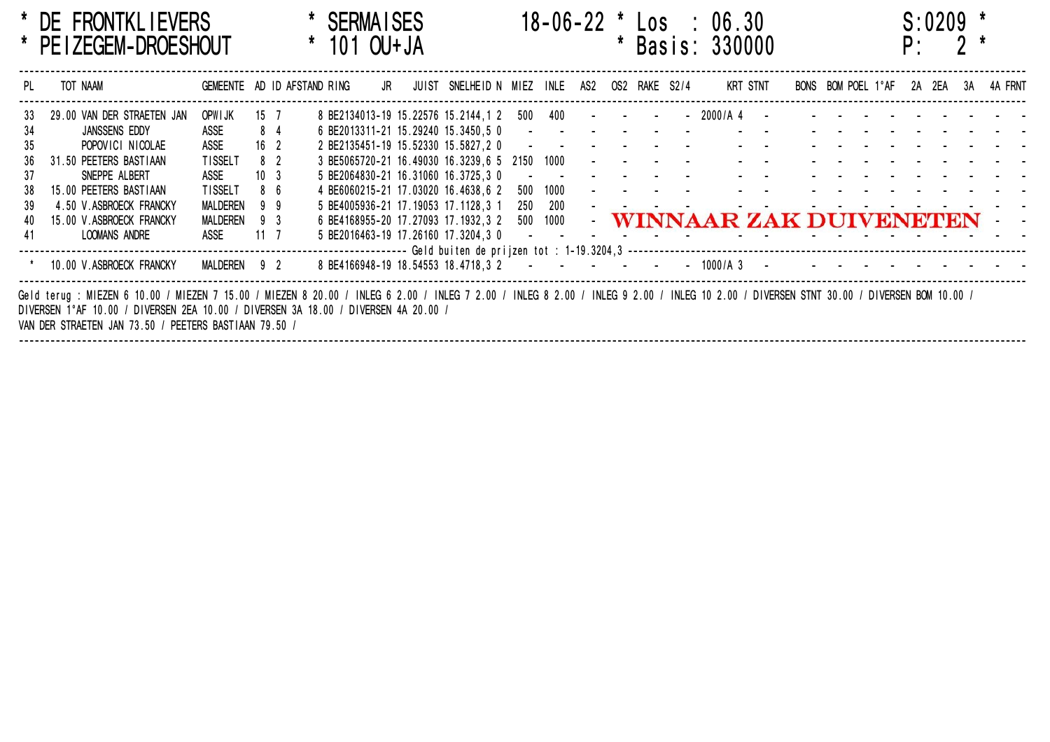**\* DE FRONTKLIEVERS** **\* SERMAISES** **18-06-22 \* Los : 06.30** **S:0209 \***

**\* PEIZEGEM-DROESHOUT** **\* 101 OU+JA** **\* Basis: 330000** **P: 2 \***

| PL | TOT | NAAM | GEMEENTE | AD | ID | AFSTAND | RING | JR | JUIST | SNELHEID | N | MIEZ | INLE | AS2 | OS2 | RAKE | S2/4 | KRT | STNT | BONS | BOM | POEL | 1°AF | 2A | 2EA | 3A | 4A | FRNT |
|---|---|---|---|---|---|---|---|---|---|---|---|---|---|---|---|---|---|---|---|---|---|---|---|---|---|---|---|---|
| 33 | 29.00 | VAN DER STRAETEN JAN | OPWIJK | 15 | 7 | 8 | BE2134013 | 19 | 15.22576 | 15.2144,1 | 2 | 500 | 400 | - | - | - | - | 2000/A 4 | - | - | - | - | - | - | - | - | - | - |
| 34 | | JANSSENS EDDY | ASSE | 8 | 4 | 6 | BE2013311 | 21 | 15.29240 | 15.3450,5 | 0 | - | - | - | - | - | - | - | - | - | - | - | - | - | - | - | - | - |
| 35 | | POPOVICI NICOLAE | ASSE | 16 | 2 | 2 | BE2135451 | 19 | 15.52330 | 15.5827,2 | 0 | - | - | - | - | - | - | - | - | - | - | - | - | - | - | - | - | - |
| 36 | 31.50 | PEETERS BASTIAAN | TISSELT | 8 | 2 | 3 | BE5065720 | 21 | 16.49030 | 16.3239,6 | 5 | 2150 | 1000 | - | - | - | - | - | - | - | - | - | - | - | - | - | - | - |
| 37 | | SNEPPE ALBERT | ASSE | 10 | 3 | 5 | BE2064830 | 21 | 16.31060 | 16.3725,3 | 0 | - | - | - | - | - | - | - | - | - | - | - | - | - | - | - | - | - |
| 38 | 15.00 | PEETERS BASTIAAN | TISSELT | 8 | 6 | 4 | BE6060215 | 21 | 17.03020 | 16.4638,6 | 2 | 500 | 1000 | - | - | - | - | - | - | - | - | - | - | - | - | - | - | - |
| 39 | 4.50 | V.ASBROECK FRANCKY | MALDEREN | 9 | 9 | 5 | BE4005936 | 21 | 17.19053 | 17.1128,3 | 1 | 250 | 200 | - | - | - | - | - | - | - | - | - | - | - | - | - | - | - |
| 40 | 15.00 | V.ASBROECK FRANCKY | MALDEREN | 9 | 3 | 6 | BE4168955 | 20 | 17.27093 | 17.1932,3 | 2 | 500 | 1000 | - | | | | | | | | | | | | | - | - |
| 41 | | LOOMANS ANDRE | ASSE | 11 | 7 | 5 | BE2016463 | 19 | 17.26160 | 17.3204,3 | 0 | - | - | - | - | - | - | - | - | - | - | - | - | - | - | - | - | - |
| | | Geld buiten de prijzen tot : 1-19.3204,3 | | | | | | | | | | | | | | | | | | | | | | | | | | |
| * | 10.00 | V.ASBROECK FRANCKY | MALDEREN | 9 | 2 | 8 | BE4166948 | 19 | 18.54553 | 18.4718,3 | 2 | - | - | - | - | - | - | 1000/A 3 | - | - | - | - | - | - | - | - | - | - |

**WINNAAR ZAK DUIVENETEN**

Geld terug : MIEZEN 6 10.00 / MIEZEN 7 15.00 / MIEZEN 8 20.00 / INLEG 6 2.00 / INLEG 7 2.00 / INLEG 8 2.00 / INLEG 9 2.00 / INLEG 10 2.00 / DIVERSEN STNT 30.00 / DIVERSEN BOM 10.00 / DIVERSEN 1°AF 10.00 / DIVERSEN 2EA 10.00 / DIVERSEN 3A 18.00 / DIVERSEN 4A 20.00 /

VAN DER STRAETEN JAN 73.50 / PEETERS BASTIAAN 79.50 /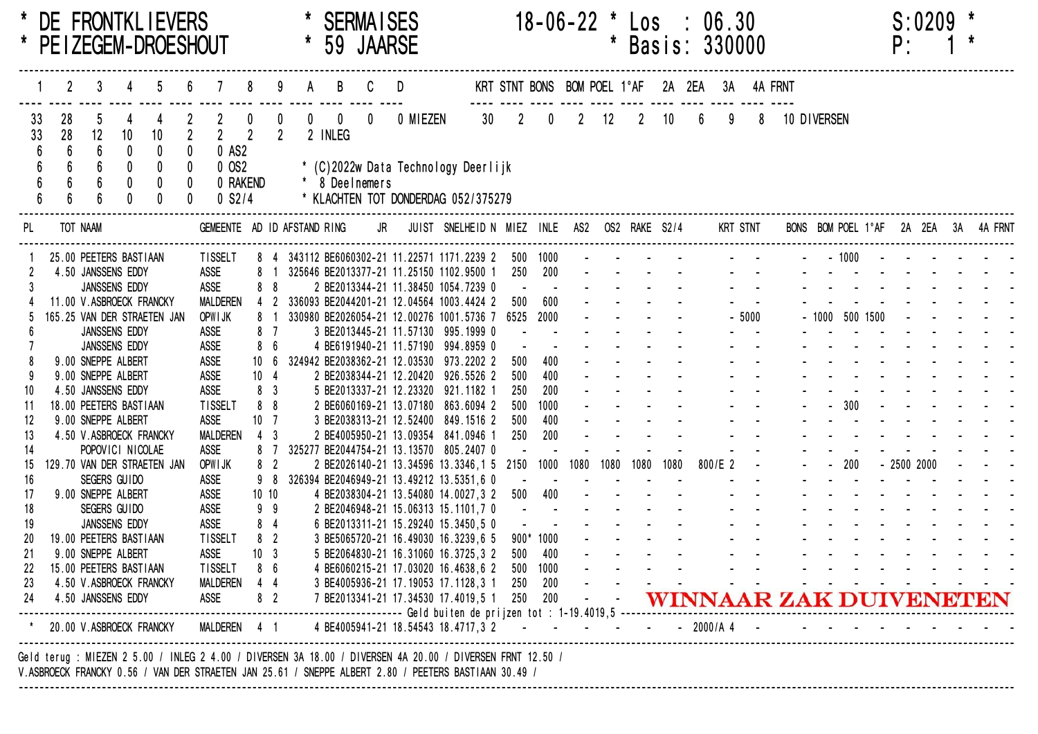\* DE FRONTKLIEVERS \* SERMAISES 18-06-22 \* Los : 06.30 S:0209 \*
\* PEIZEGEM-DROESHOUT \* 59 JAARSE \* Basis: 330000 P: 1 \*

| 1 | 2 | 3 | 4 | 5 | 6 | 7 | 8 | 9 | A | B | C | D | | KRT | STNT | BONS | BOM | POEL | 1°AF | 2A | 2EA | 3A | 4A | FRNT | |
|---|---|---|---|---|---|---|---|---|---|---|---|---|---|---|---|---|---|---|---|---|---|---|---|---|---|
| 33 | 28 | 5 | 4 | 4 | 2 | 2 | 0 | 0 | 0 | 0 | 0 | 0 | MIEZEN | 30 | 2 | 0 | 2 | 12 | 2 | 10 | 6 | 9 | 8 | 10 | DIVERSEN |
| 33 | 28 | 12 | 10 | 10 | 2 | 2 | 2 | 2 | 2 | INLEG | | | | | | | | | | | | | | | |
| 6 | 6 | 6 | 0 | 0 | 0 | 0 | AS2 | | | | | | | | | | | | | | | | | | |
| 6 | 6 | 6 | 0 | 0 | 0 | 0 | OS2 | | | | | | | | | | | | | | | | | | |
| 6 | 6 | 6 | 0 | 0 | 0 | 0 | RAKEND | | | | | | | | | | | | | | | | | | |
| 6 | 6 | 6 | 0 | 0 | 0 | 0 | S2/4 | | | | | | | | | | | | | | | | | | |

\* (C)2022w Data Technology Deerlijk
\* 8 Deelnemers
\* KLACHTEN TOT DONDERDAG 052/375279

| PL | TOT | NAAM | GEMEENTE | AD | ID | AFSTAND | RING | JR | JUIST | SNELHEID | N | MIEZ | INLE | AS2 | OS2 | RAKE | S2/4 | KRT | STNT | BONS | BOM | POEL | 1°AF | 2A | 2EA | 3A | 4A | FRNT |
|---|---|---|---|---|---|---|---|---|---|---|---|---|---|---|---|---|---|---|---|---|---|---|---|---|---|---|---|---|
| 1 | 25.00 | PEETERS BASTIAAN | TISSELT | 8 | 4 | 343112 | BE6060302 | 21 | 11.22571 | 1171.2239 | 2 | 500 | 1000 | - | - | - | - | - | - | - | - | 1000 | - | - | - | - | - | - |
| 2 | 4.50 | JANSSENS EDDY | ASSE | 8 | 1 | 325646 | BE2013377 | 21 | 11.25150 | 1102.9500 | 1 | 250 | 200 | - | - | - | - | - | - | - | - | - | - | - | - | - | - | - |
| 3 | | JANSSENS EDDY | ASSE | 8 | 8 | 2 | BE2013344 | 21 | 11.38450 | 1054.7239 | 0 | - | - | - | - | - | - | - | - | - | - | - | - | - | - | - | - | - |
| 4 | 11.00 | V.ASBROECK FRANCKY | MALDEREN | 4 | 2 | 336093 | BE2044201 | 21 | 12.04564 | 1003.4424 | 2 | 500 | 600 | - | - | - | - | - | - | - | - | - | - | - | - | - | - | - |
| 5 | 165.25 | VAN DER STRAETEN JAN | OPWIJK | 8 | 1 | 330980 | BE2026054 | 21 | 12.00276 | 1001.5736 | 7 | 6525 | 2000 | - | - | - | - | - | 5000 | - | 1000 | 500 | 1500 | - | - | - | - | - |
| 6 | | JANSSENS EDDY | ASSE | 8 | 7 | 3 | BE2013445 | 21 | 11.57130 | 995.1999 | 0 | - | - | - | - | - | - | - | - | - | - | - | - | - | - | - | - | - |
| 7 | | JANSSENS EDDY | ASSE | 8 | 6 | 4 | BE6191940 | 21 | 11.57190 | 994.8959 | 0 | - | - | - | - | - | - | - | - | - | - | - | - | - | - | - | - | - |
| 8 | 9.00 | SNEPPE ALBERT | ASSE | 10 | 6 | 324942 | BE2038362 | 21 | 12.03530 | 973.2202 | 2 | 500 | 400 | - | - | - | - | - | - | - | - | - | - | - | - | - | - | - |
| 9 | 9.00 | SNEPPE ALBERT | ASSE | 10 | 4 | 2 | BE2038344 | 21 | 12.20420 | 926.5526 | 2 | 500 | 400 | - | - | - | - | - | - | - | - | - | - | - | - | - | - | - |
| 10 | 4.50 | JANSSENS EDDY | ASSE | 8 | 3 | 5 | BE2013337 | 21 | 12.23320 | 921.1182 | 1 | 250 | 200 | - | - | - | - | - | - | - | - | - | - | - | - | - | - | - |
| 11 | 18.00 | PEETERS BASTIAAN | TISSELT | 8 | 8 | 2 | BE6060169 | 21 | 13.07180 | 863.6094 | 2 | 500 | 1000 | - | - | - | - | - | - | - | - | 300 | - | - | - | - | - | - |
| 12 | 9.00 | SNEPPE ALBERT | ASSE | 10 | 7 | 3 | BE2038313 | 21 | 12.52400 | 849.1516 | 2 | 500 | 400 | - | - | - | - | - | - | - | - | - | - | - | - | - | - | - |
| 13 | 4.50 | V.ASBROECK FRANCKY | MALDEREN | 4 | 3 | 2 | BE4005950 | 21 | 13.09354 | 841.0946 | 1 | 250 | 200 | - | - | - | - | - | - | - | - | - | - | - | - | - | - | - |
| 14 | | POPOVICI NICOLAE | ASSE | 8 | 7 | 325277 | BE2044754 | 21 | 13.13570 | 805.2407 | 0 | - | - | - | - | - | - | - | - | - | - | - | - | - | - | - | - | - |
| 15 | 129.70 | VAN DER STRAETEN JAN | OPWIJK | 8 | 2 | 2 | BE2026140 | 21 | 13.34596 | 13.3346,1 | 5 | 2150 | 1000 | 1080 | 1080 | 1080 | 1080 | 800/E 2 | - | - | - | 200 | - | 2500 | 2000 | - | - | - |
| 16 | | SEGERS GUIDO | ASSE | 9 | 8 | 326394 | BE2046949 | 21 | 13.49212 | 13.5351,6 | 0 | - | - | - | - | - | - | - | - | - | - | - | - | - | - | - | - | - |
| 17 | 9.00 | SNEPPE ALBERT | ASSE | 10 | 10 | 4 | BE2038304 | 21 | 13.54080 | 14.0027,3 | 2 | 500 | 400 | - | - | - | - | - | - | - | - | - | - | - | - | - | - | - |
| 18 | | SEGERS GUIDO | ASSE | 9 | 9 | 2 | BE2046948 | 21 | 15.06313 | 15.1101,7 | 0 | - | - | - | - | - | - | - | - | - | - | - | - | - | - | - | - | - |
| 19 | | JANSSENS EDDY | ASSE | 8 | 4 | 6 | BE2013311 | 21 | 15.29240 | 15.3450,5 | 0 | - | - | - | - | - | - | - | - | - | - | - | - | - | - | - | - | - |
| 20 | 19.00 | PEETERS BASTIAAN | TISSELT | 8 | 2 | 3 | BE5065720 | 21 | 16.49030 | 16.3239,6 | 5 | 900* | 1000 | - | - | - | - | - | - | - | - | - | - | - | - | - | - | - |
| 21 | 9.00 | SNEPPE ALBERT | ASSE | 10 | 3 | 5 | BE2064830 | 21 | 16.31060 | 16.3725,3 | 2 | 500 | 400 | - | - | - | - | - | - | - | - | - | - | - | - | - | - | - |
| 22 | 15.00 | PEETERS BASTIAAN | TISSELT | 8 | 6 | 4 | BE6060215 | 21 | 17.03020 | 16.4638,6 | 2 | 500 | 1000 | - | - | - | - | - | - | - | - | - | - | - | - | - | - | - |
| 23 | 4.50 | V.ASBROECK FRANCKY | MALDEREN | 4 | 4 | 3 | BE4005936 | 21 | 17.19053 | 17.1128,3 | 1 | 250 | 200 | - | - | - | - | - | - | - | - | - | - | - | - | - | - | - |
| 24 | 4.50 | JANSSENS EDDY | ASSE | 8 | 2 | 7 | BE2013341 | 21 | 17.34530 | 17.4019,5 | 1 | 250 | 200 | - | - | | | | | | | | | | | | | |

**WINNAAR ZAK DUIVENETEN**

Geld buiten de prijzen tot : 1-19.4019,5

| PL | TOT | NAAM | GEMEENTE | AD | ID | AFSTAND | RING | JR | JUIST | SNELHEID | N | MIEZ | INLE | AS2 | OS2 | RAKE | S2/4 | KRT | STNT | BONS | BOM | POEL | 1°AF | 2A | 2EA | 3A | 4A | FRNT |
|---|---|---|---|---|---|---|---|---|---|---|---|---|---|---|---|---|---|---|---|---|---|---|---|---|---|---|---|---|
| * | 20.00 | V.ASBROECK FRANCKY | MALDEREN | 4 | 1 | 4 | BE4005941 | 21 | 18.54543 | 18.4717,3 | 2 | - | - | - | - | - | - | 2000/A 4 | - | - | - | - | - | - | - | - | - | - |

Geld terug : MIEZEN 2 5.00 / INLEG 2 4.00 / DIVERSEN 3A 18.00 / DIVERSEN 4A 20.00 / DIVERSEN FRNT 12.50 /
V.ASBROECK FRANCKY 0.56 / VAN DER STRAETEN JAN 25.61 / SNEPPE ALBERT 2.80 / PEETERS BASTIAAN 30.49 /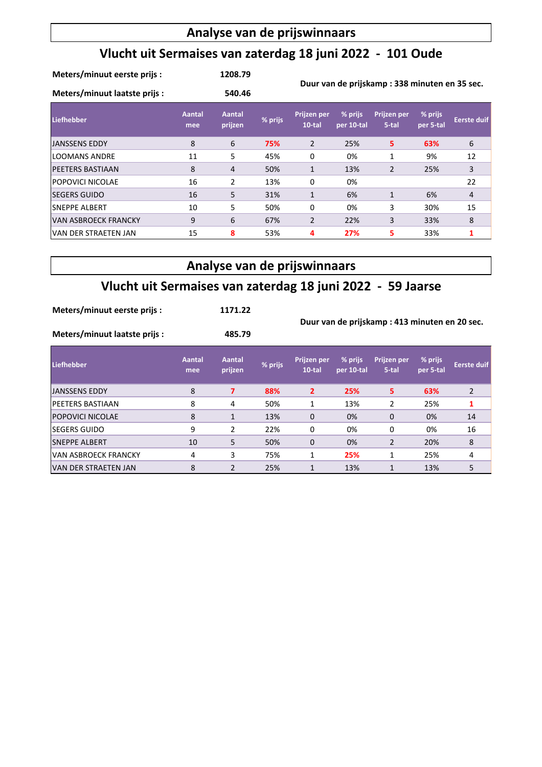# Analyse van de prijswinnaars

## Vlucht uit Sermaises van zaterdag 18 juni 2022 - 101 Oude

**Meters/minuut eerste prijs :** 1208.79

**Meters/minuut laatste prijs :** 540.46

**Duur van de prijskamp : 338 minuten en 35 sec.**

| Liefhebber | Aantal mee | Aantal prijzen | % prijs | Prijzen per 10-tal | % prijs per 10-tal | Prijzen per 5-tal | % prijs per 5-tal | Eerste duif |
|---|---|---|---|---|---|---|---|---|
| JANSSENS EDDY | 8 | 6 | 75% | 2 | 25% | 5 | 63% | 6 |
| LOOMANS ANDRE | 11 | 5 | 45% | 0 | 0% | 1 | 9% | 12 |
| PEETERS BASTIAAN | 8 | 4 | 50% | 1 | 13% | 2 | 25% | 3 |
| POPOVICI NICOLAE | 16 | 2 | 13% | 0 | 0% | | | 22 |
| SEGERS GUIDO | 16 | 5 | 31% | 1 | 6% | 1 | 6% | 4 |
| SNEPPE ALBERT | 10 | 5 | 50% | 0 | 0% | 3 | 30% | 15 |
| VAN ASBROECK FRANCKY | 9 | 6 | 67% | 2 | 22% | 3 | 33% | 8 |
| VAN DER STRAETEN JAN | 15 | 8 | 53% | 4 | 27% | 5 | 33% | 1 |

# Analyse van de prijswinnaars

## Vlucht uit Sermaises van zaterdag 18 juni 2022 - 59 Jaarse

**Meters/minuut eerste prijs :** 1171.22

**Meters/minuut laatste prijs :** 485.79

**Duur van de prijskamp : 413 minuten en 20 sec.**

| Liefhebber | Aantal mee | Aantal prijzen | % prijs | Prijzen per 10-tal | % prijs per 10-tal | Prijzen per 5-tal | % prijs per 5-tal | Eerste duif |
|---|---|---|---|---|---|---|---|---|
| JANSSENS EDDY | 8 | 7 | 88% | 2 | 25% | 5 | 63% | 2 |
| PEETERS BASTIAAN | 8 | 4 | 50% | 1 | 13% | 2 | 25% | 1 |
| POPOVICI NICOLAE | 8 | 1 | 13% | 0 | 0% | 0 | 0% | 14 |
| SEGERS GUIDO | 9 | 2 | 22% | 0 | 0% | 0 | 0% | 16 |
| SNEPPE ALBERT | 10 | 5 | 50% | 0 | 0% | 2 | 20% | 8 |
| VAN ASBROECK FRANCKY | 4 | 3 | 75% | 1 | 25% | 1 | 25% | 4 |
| VAN DER STRAETEN JAN | 8 | 2 | 25% | 1 | 13% | 1 | 13% | 5 |